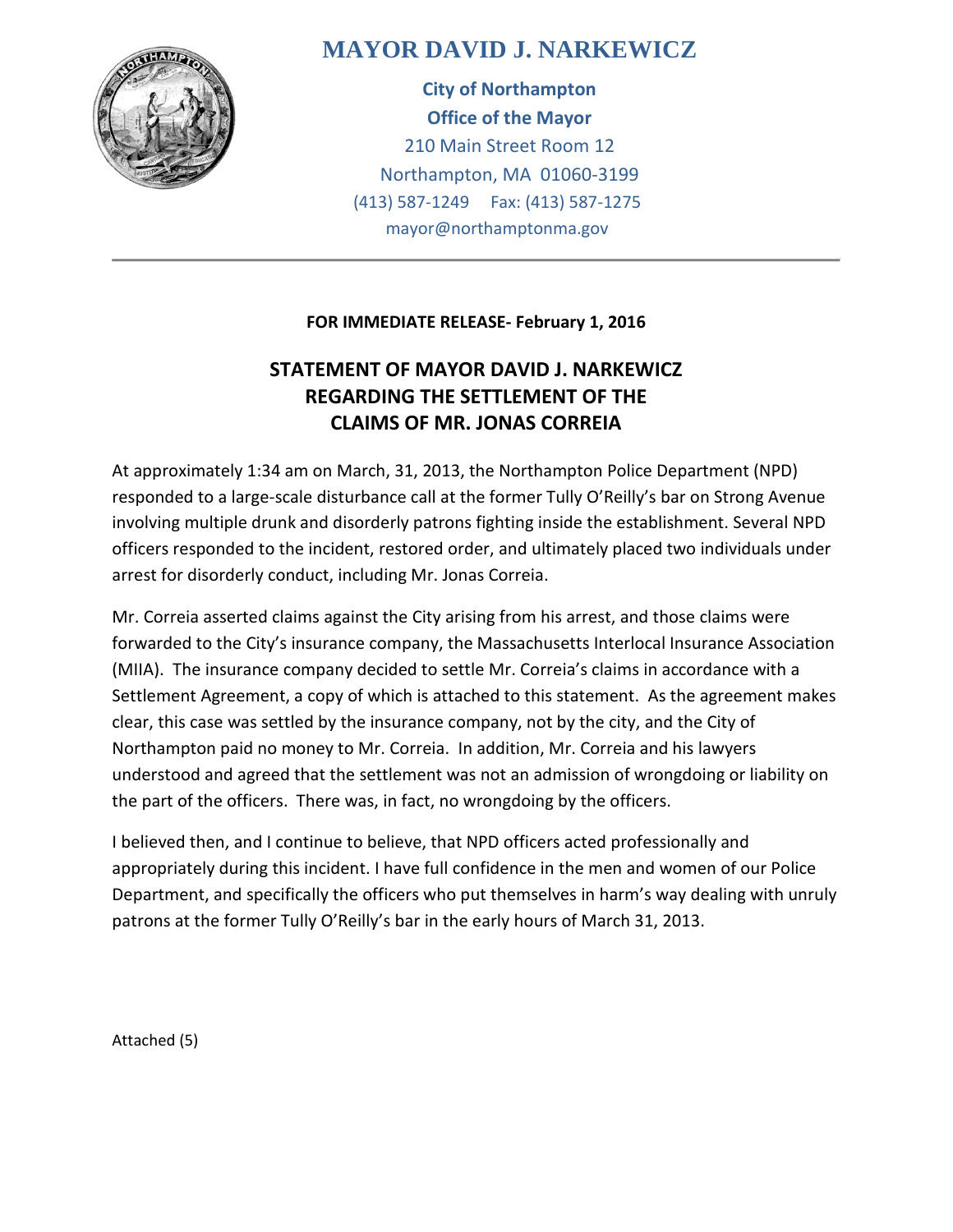# MAYOR DAVID J. NARKEWICZ

**City of Northampton**
**Office of the Mayor**
210 Main Street Room 12
Northampton, MA 01060-3199
(413) 587-1249 Fax: (413) 587-1275
mayor@northamptonma.gov

---

**FOR IMMEDIATE RELEASE- February 1, 2016**

## STATEMENT OF MAYOR DAVID J. NARKEWICZ REGARDING THE SETTLEMENT OF THE CLAIMS OF MR. JONAS CORREIA

At approximately 1:34 am on March, 31, 2013, the Northampton Police Department (NPD) responded to a large-scale disturbance call at the former Tully O'Reilly's bar on Strong Avenue involving multiple drunk and disorderly patrons fighting inside the establishment. Several NPD officers responded to the incident, restored order, and ultimately placed two individuals under arrest for disorderly conduct, including Mr. Jonas Correia.

Mr. Correia asserted claims against the City arising from his arrest, and those claims were forwarded to the City's insurance company, the Massachusetts Interlocal Insurance Association (MIIA). The insurance company decided to settle Mr. Correia's claims in accordance with a Settlement Agreement, a copy of which is attached to this statement. As the agreement makes clear, this case was settled by the insurance company, not by the city, and the City of Northampton paid no money to Mr. Correia. In addition, Mr. Correia and his lawyers understood and agreed that the settlement was not an admission of wrongdoing or liability on the part of the officers. There was, in fact, no wrongdoing by the officers.

I believed then, and I continue to believe, that NPD officers acted professionally and appropriately during this incident. I have full confidence in the men and women of our Police Department, and specifically the officers who put themselves in harm's way dealing with unruly patrons at the former Tully O'Reilly's bar in the early hours of March 31, 2013.

Attached (5)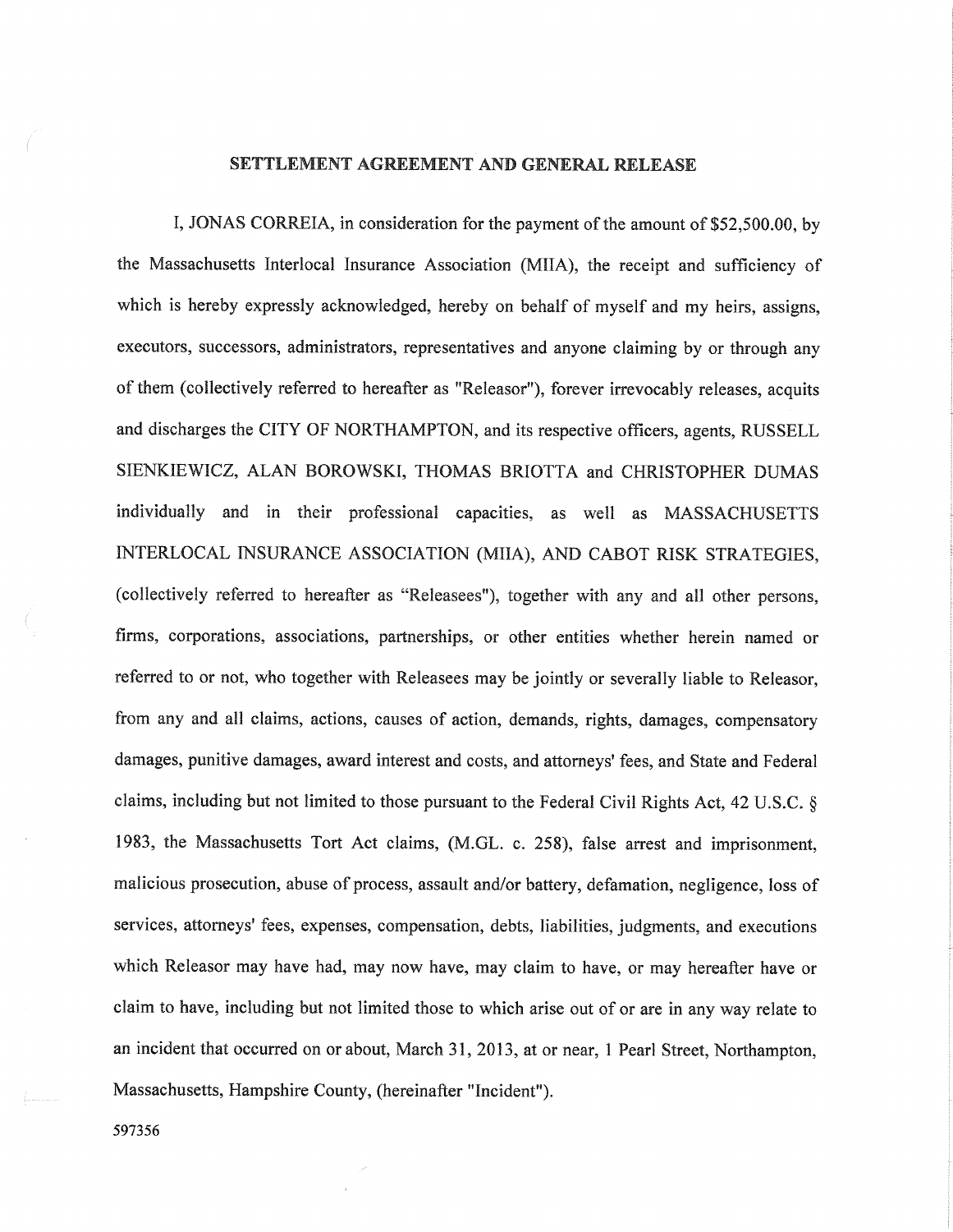## SETTLEMENT AGREEMENT AND GENERAL RELEASE

I, JONAS CORREIA, in consideration for the payment of the amount of $52,500.00, by the Massachusetts Interlocal Insurance Association (MIIA), the receipt and sufficiency of which is hereby expressly acknowledged, hereby on behalf of myself and my heirs, assigns, executors, successors, administrators, representatives and anyone claiming by or through any of them (collectively referred to hereafter as "Releasor"), forever irrevocably releases, acquits and discharges the CITY OF NORTHAMPTON, and its respective officers, agents, RUSSELL SIENKIEWICZ, ALAN BOROWSKI, THOMAS BRIOTTA and CHRISTOPHER DUMAS individually and in their professional capacities, as well as MASSACHUSETTS INTERLOCAL INSURANCE ASSOCIATION (MIIA), AND CABOT RISK STRATEGIES, (collectively referred to hereafter as "Releasees"), together with any and all other persons, firms, corporations, associations, partnerships, or other entities whether herein named or referred to or not, who together with Releasees may be jointly or severally liable to Releasor, from any and all claims, actions, causes of action, demands, rights, damages, compensatory damages, punitive damages, award interest and costs, and attorneys' fees, and State and Federal claims, including but not limited to those pursuant to the Federal Civil Rights Act, 42 U.S.C. § 1983, the Massachusetts Tort Act claims, (M.GL. c. 258), false arrest and imprisonment, malicious prosecution, abuse of process, assault and/or battery, defamation, negligence, loss of services, attorneys' fees, expenses, compensation, debts, liabilities, judgments, and executions which Releasor may have had, may now have, may claim to have, or may hereafter have or claim to have, including but not limited those to which arise out of or are in any way relate to an incident that occurred on or about, March 31, 2013, at or near, 1 Pearl Street, Northampton, Massachusetts, Hampshire County, (hereinafter "Incident").

597356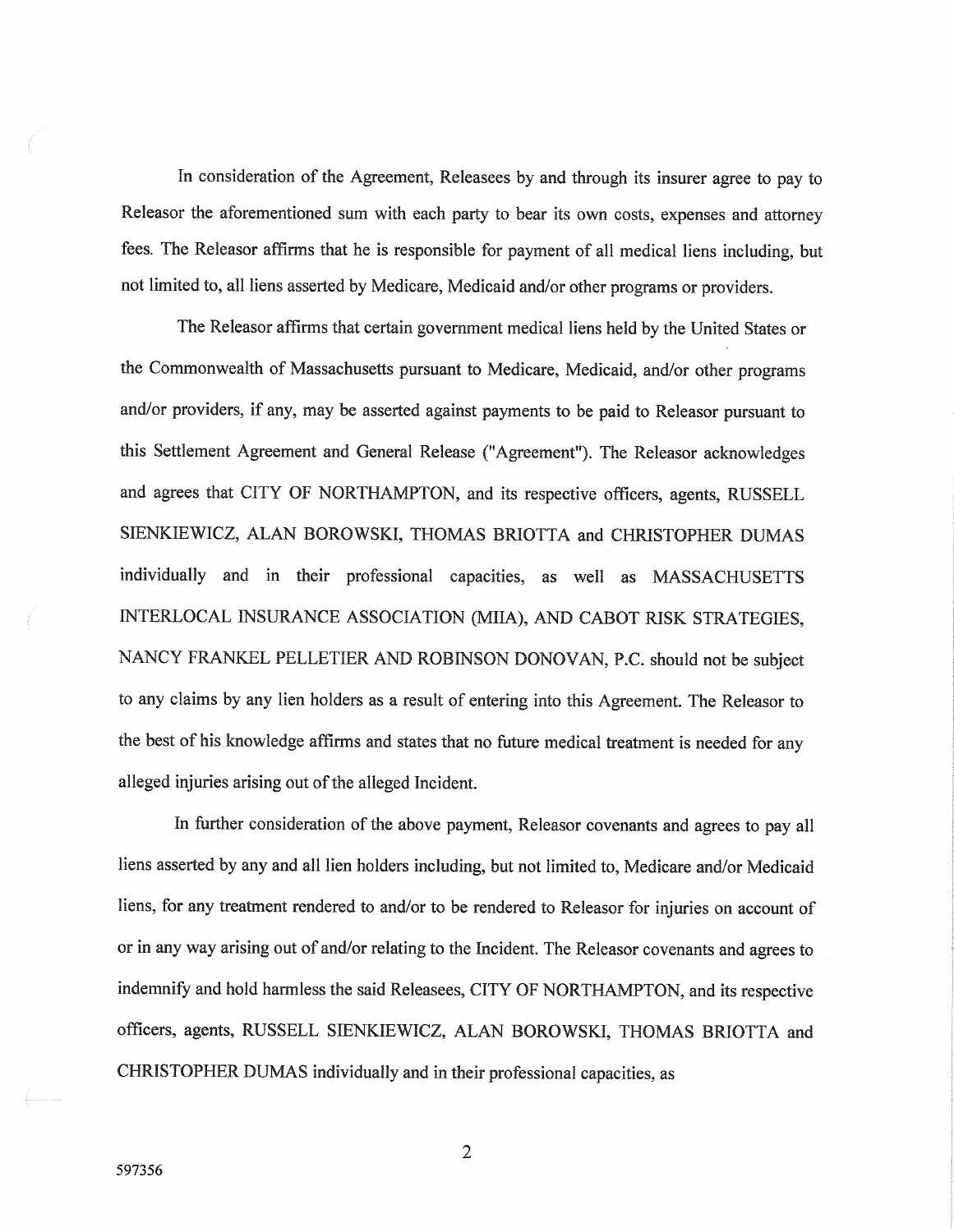In consideration of the Agreement, Releasees by and through its insurer agree to pay to Releasor the aforementioned sum with each party to bear its own costs, expenses and attorney fees. The Releasor affirms that he is responsible for payment of all medical liens including, but not limited to, all liens asserted by Medicare, Medicaid and/or other programs or providers.

The Releasor affirms that certain government medical liens held by the United States or the Commonwealth of Massachusetts pursuant to Medicare, Medicaid, and/or other programs and/or providers, if any, may be asserted against payments to be paid to Releasor pursuant to this Settlement Agreement and General Release ("Agreement"). The Releasor acknowledges and agrees that CITY OF NORTHAMPTON, and its respective officers, agents, RUSSELL SIENKIEWICZ, ALAN BOROWSKI, THOMAS BRIOTTA and CHRISTOPHER DUMAS individually and in their professional capacities, as well as MASSACHUSETTS INTERLOCAL INSURANCE ASSOCIATION (MIIA), AND CABOT RISK STRATEGIES, NANCY FRANKEL PELLETIER AND ROBINSON DONOVAN, P.C. should not be subject to any claims by any lien holders as a result of entering into this Agreement. The Releasor to the best of his knowledge affirms and states that no future medical treatment is needed for any alleged injuries arising out of the alleged Incident.

In further consideration of the above payment, Releasor covenants and agrees to pay all liens asserted by any and all lien holders including, but not limited to, Medicare and/or Medicaid liens, for any treatment rendered to and/or to be rendered to Releasor for injuries on account of or in any way arising out of and/or relating to the Incident. The Releasor covenants and agrees to indemnify and hold harmless the said Releasees, CITY OF NORTHAMPTON, and its respective officers, agents, RUSSELL SIENKIEWICZ, ALAN BOROWSKI, THOMAS BRIOTTA and CHRISTOPHER DUMAS individually and in their professional capacities, as

597356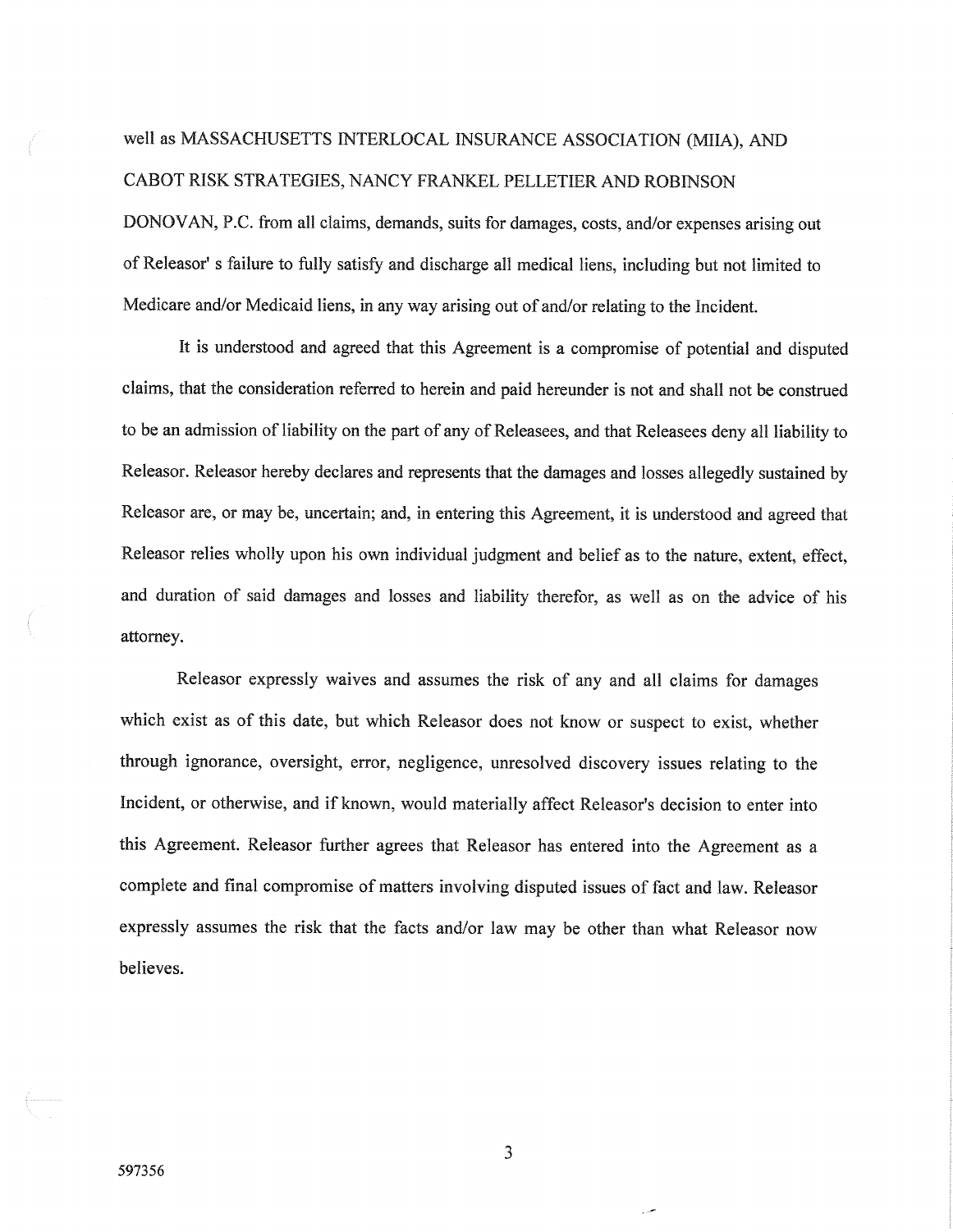well as MASSACHUSETTS INTERLOCAL INSURANCE ASSOCIATION (MIIA), AND CABOT RISK STRATEGIES, NANCY FRANKEL PELLETIER AND ROBINSON DONOVAN, P.C. from all claims, demands, suits for damages, costs, and/or expenses arising out of Releasor' s failure to fully satisfy and discharge all medical liens, including but not limited to Medicare and/or Medicaid liens, in any way arising out of and/or relating to the Incident.

It is understood and agreed that this Agreement is a compromise of potential and disputed claims, that the consideration referred to herein and paid hereunder is not and shall not be construed to be an admission of liability on the part of any of Releasees, and that Releasees deny all liability to Releasor. Releasor hereby declares and represents that the damages and losses allegedly sustained by Releasor are, or may be, uncertain; and, in entering this Agreement, it is understood and agreed that Releasor relies wholly upon his own individual judgment and belief as to the nature, extent, effect, and duration of said damages and losses and liability therefor, as well as on the advice of his attorney.

Releasor expressly waives and assumes the risk of any and all claims for damages which exist as of this date, but which Releasor does not know or suspect to exist, whether through ignorance, oversight, error, negligence, unresolved discovery issues relating to the Incident, or otherwise, and if known, would materially affect Releasor's decision to enter into this Agreement. Releasor further agrees that Releasor has entered into the Agreement as a complete and final compromise of matters involving disputed issues of fact and law. Releasor expressly assumes the risk that the facts and/or law may be other than what Releasor now believes.

597356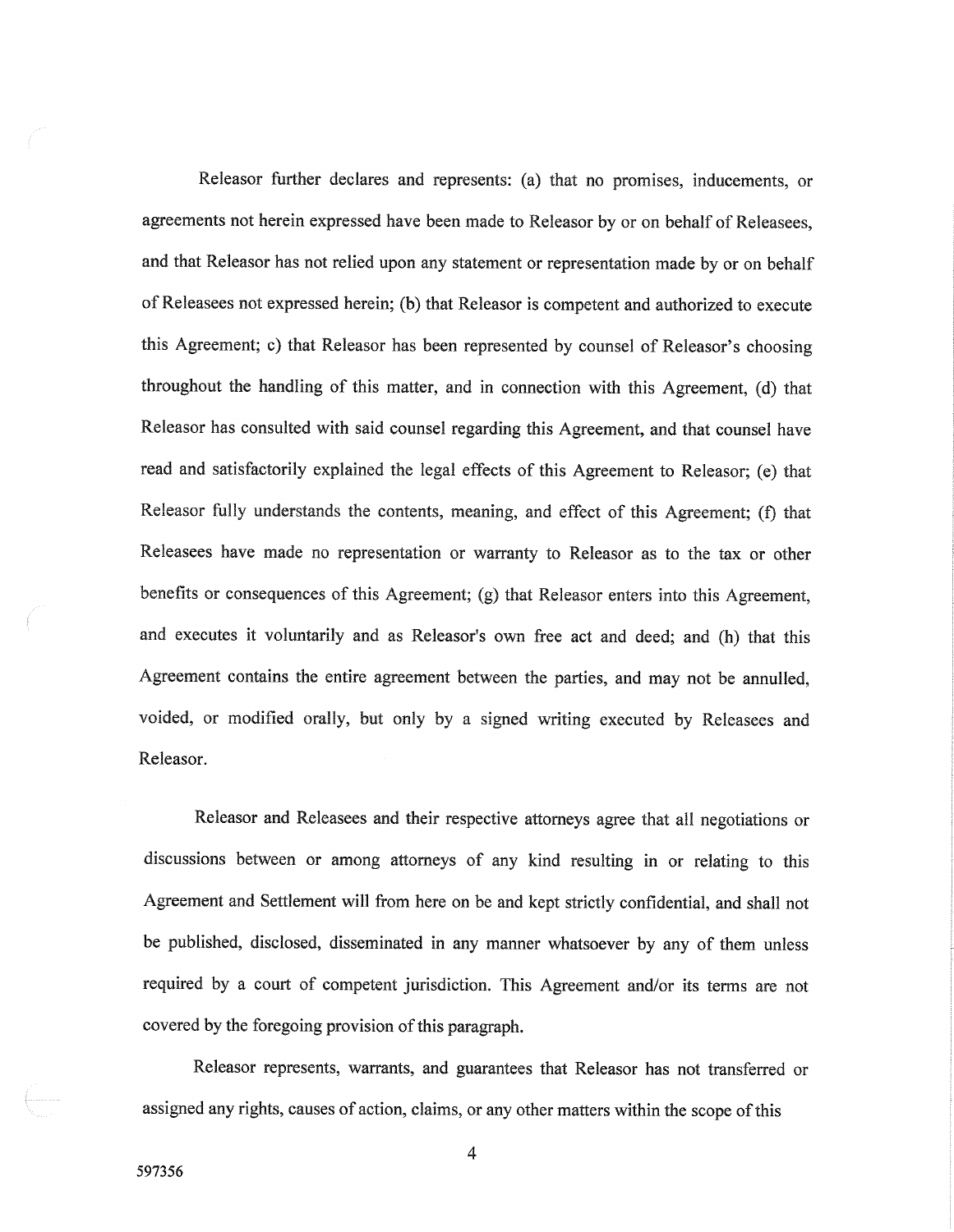Releasor further declares and represents: (a) that no promises, inducements, or agreements not herein expressed have been made to Releasor by or on behalf of Releasees, and that Releasor has not relied upon any statement or representation made by or on behalf of Releasees not expressed herein; (b) that Releasor is competent and authorized to execute this Agreement; c) that Releasor has been represented by counsel of Releasor's choosing throughout the handling of this matter, and in connection with this Agreement, (d) that Releasor has consulted with said counsel regarding this Agreement, and that counsel have read and satisfactorily explained the legal effects of this Agreement to Releasor; (e) that Releasor fully understands the contents, meaning, and effect of this Agreement; (f) that Releasees have made no representation or warranty to Releasor as to the tax or other benefits or consequences of this Agreement; (g) that Releasor enters into this Agreement, and executes it voluntarily and as Releasor's own free act and deed; and (h) that this Agreement contains the entire agreement between the parties, and may not be annulled, voided, or modified orally, but only by a signed writing executed by Releasees and Releasor.

Releasor and Releasees and their respective attorneys agree that all negotiations or discussions between or among attorneys of any kind resulting in or relating to this Agreement and Settlement will from here on be and kept strictly confidential, and shall not be published, disclosed, disseminated in any manner whatsoever by any of them unless required by a court of competent jurisdiction. This Agreement and/or its terms are not covered by the foregoing provision of this paragraph.

Releasor represents, warrants, and guarantees that Releasor has not transferred or assigned any rights, causes of action, claims, or any other matters within the scope of this

597356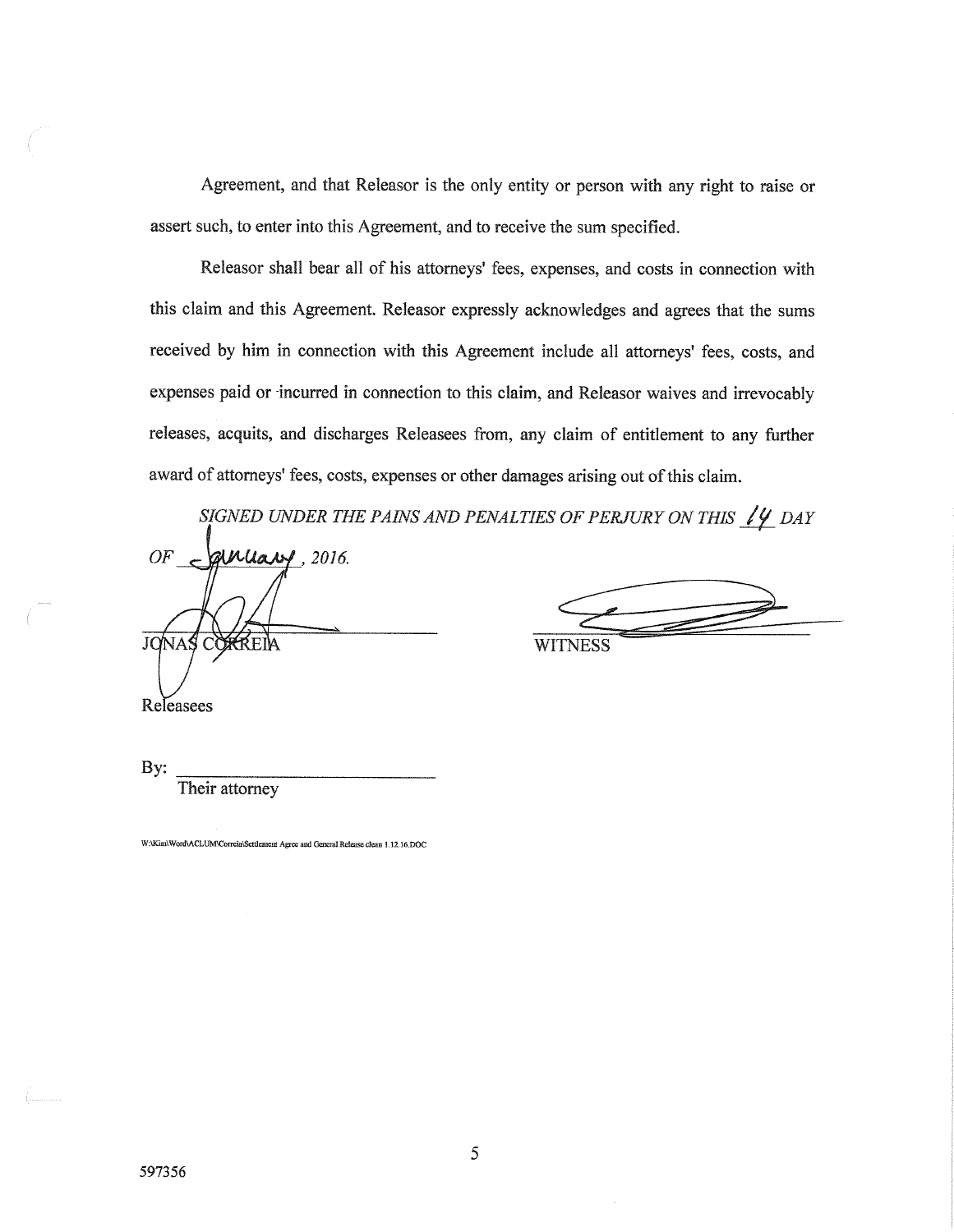Agreement, and that Releasor is the only entity or person with any right to raise or assert such, to enter into this Agreement, and to receive the sum specified.

Releasor shall bear all of his attorneys' fees, expenses, and costs in connection with this claim and this Agreement. Releasor expressly acknowledges and agrees that the sums received by him in connection with this Agreement include all attorneys' fees, costs, and expenses paid or incurred in connection to this claim, and Releasor waives and irrevocably releases, acquits, and discharges Releasees from, any claim of entitlement to any further award of attorneys' fees, costs, expenses or other damages arising out of this claim.

*SIGNED UNDER THE PAINS AND PENALTIES OF PERJURY ON THIS 14 DAY OF January, 2016.*

JONAS CORREIA

WITNESS

Releasees

By: ______________________________
Their attorney

W:\Kim\Word\ACLUM\Correia\Settlement Agree and General Release clean 1.12.16.DOC

597356